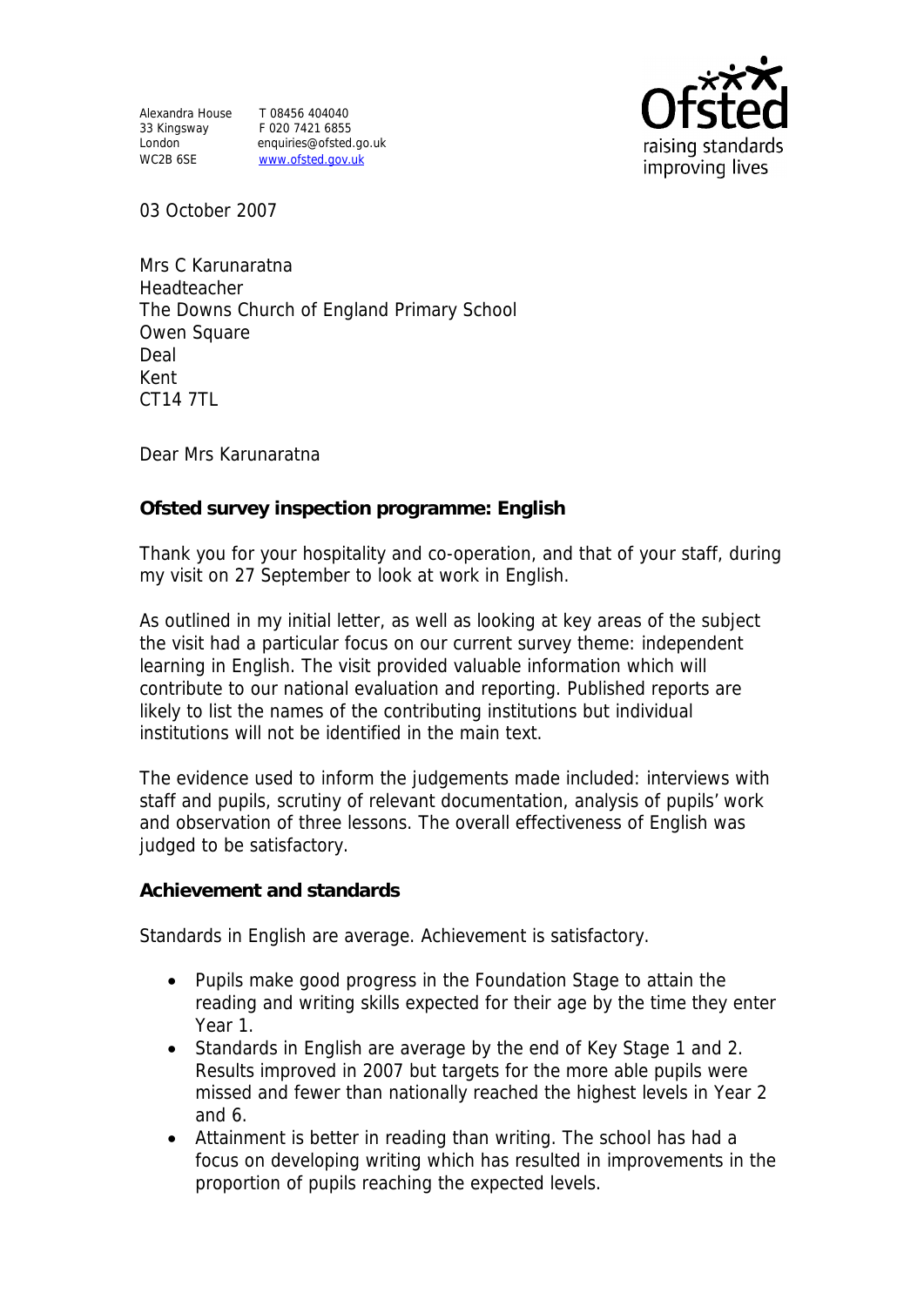Alexandra House
33 Kingsway
London
WC2B 6SE

T 08456 404040
F 020 7421 6855
enquiries@ofsted.go.uk
www.ofsted.gov.uk

03 October 2007

Mrs C Karunaratna
Headteacher
The Downs Church of England Primary School
Owen Square
Deal
Kent
CT14 7TL

Dear Mrs Karunaratna

**Ofsted survey inspection programme: English**

Thank you for your hospitality and co-operation, and that of your staff, during my visit on 27 September to look at work in English.

As outlined in my initial letter, as well as looking at key areas of the subject the visit had a particular focus on our current survey theme: independent learning in English. The visit provided valuable information which will contribute to our national evaluation and reporting. Published reports are likely to list the names of the contributing institutions but individual institutions will not be identified in the main text.

The evidence used to inform the judgements made included: interviews with staff and pupils, scrutiny of relevant documentation, analysis of pupils' work and observation of three lessons. The overall effectiveness of English was judged to be satisfactory.

**Achievement and standards**

Standards in English are average. Achievement is satisfactory.

- Pupils make good progress in the Foundation Stage to attain the reading and writing skills expected for their age by the time they enter Year 1.
- Standards in English are average by the end of Key Stage 1 and 2. Results improved in 2007 but targets for the more able pupils were missed and fewer than nationally reached the highest levels in Year 2 and 6.
- Attainment is better in reading than writing. The school has had a focus on developing writing which has resulted in improvements in the proportion of pupils reaching the expected levels.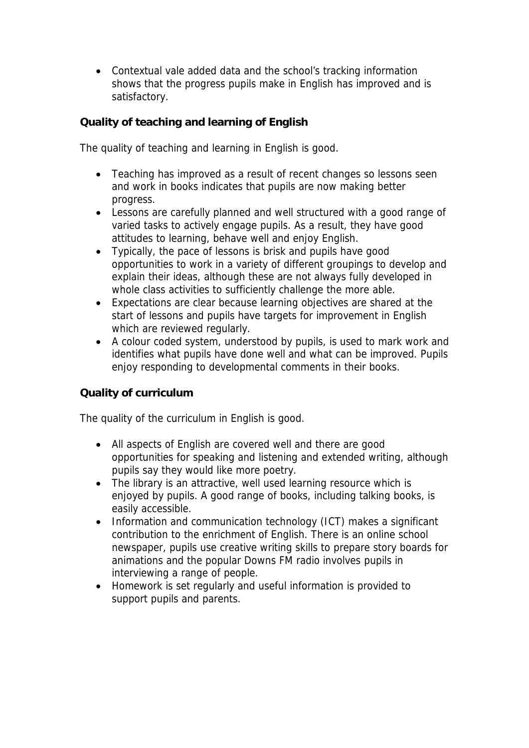- Contextual vale added data and the school's tracking information shows that the progress pupils make in English has improved and is satisfactory.

**Quality of teaching and learning of English**

The quality of teaching and learning in English is good.

- Teaching has improved as a result of recent changes so lessons seen and work in books indicates that pupils are now making better progress.
- Lessons are carefully planned and well structured with a good range of varied tasks to actively engage pupils. As a result, they have good attitudes to learning, behave well and enjoy English.
- Typically, the pace of lessons is brisk and pupils have good opportunities to work in a variety of different groupings to develop and explain their ideas, although these are not always fully developed in whole class activities to sufficiently challenge the more able.
- Expectations are clear because learning objectives are shared at the start of lessons and pupils have targets for improvement in English which are reviewed regularly.
- A colour coded system, understood by pupils, is used to mark work and identifies what pupils have done well and what can be improved. Pupils enjoy responding to developmental comments in their books.

**Quality of curriculum**

The quality of the curriculum in English is good.

- All aspects of English are covered well and there are good opportunities for speaking and listening and extended writing, although pupils say they would like more poetry.
- The library is an attractive, well used learning resource which is enjoyed by pupils. A good range of books, including talking books, is easily accessible.
- Information and communication technology (ICT) makes a significant contribution to the enrichment of English. There is an online school newspaper, pupils use creative writing skills to prepare story boards for animations and the popular Downs FM radio involves pupils in interviewing a range of people.
- Homework is set regularly and useful information is provided to support pupils and parents.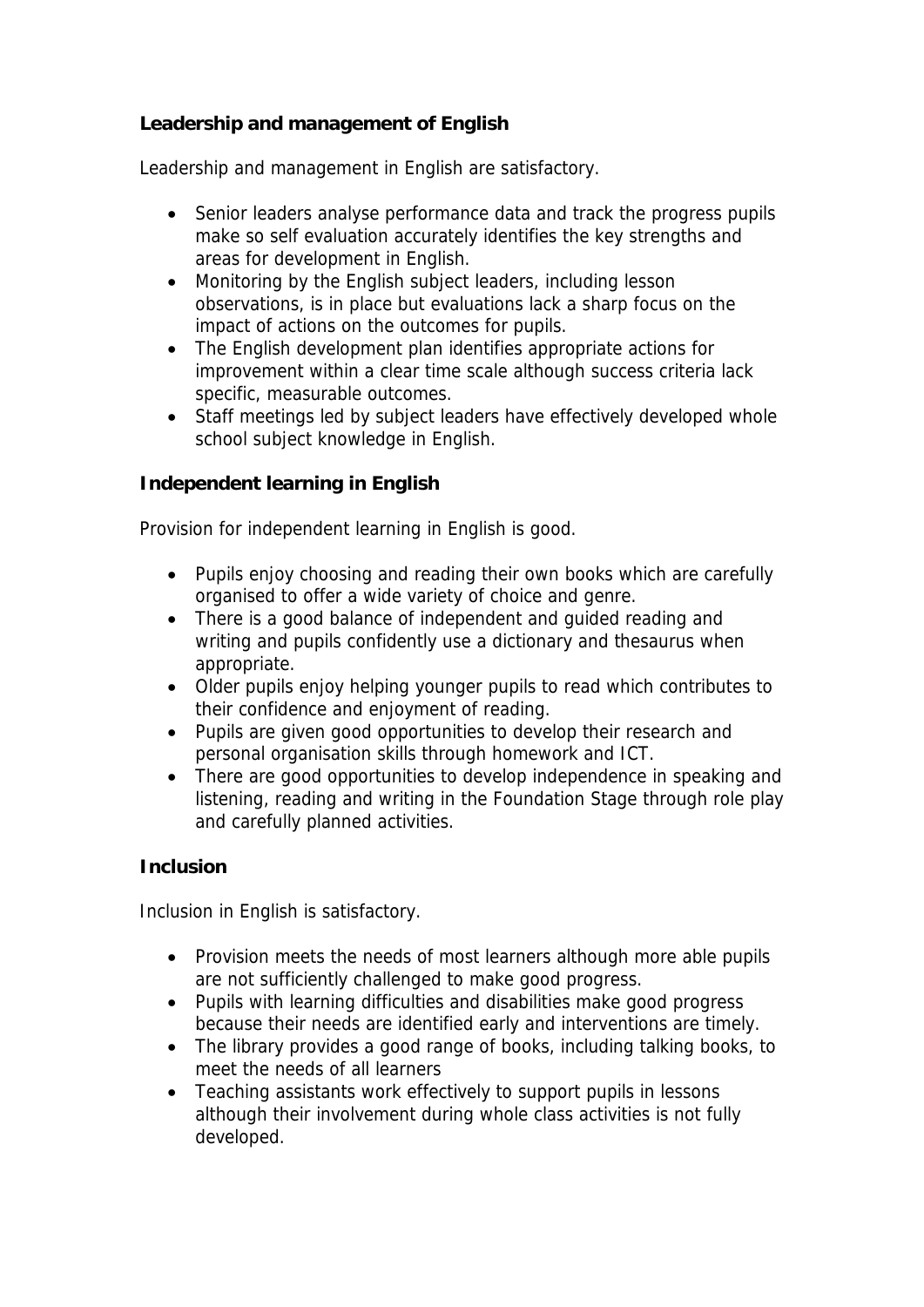**Leadership and management of English**

Leadership and management in English are satisfactory.

- Senior leaders analyse performance data and track the progress pupils make so self evaluation accurately identifies the key strengths and areas for development in English.
- Monitoring by the English subject leaders, including lesson observations, is in place but evaluations lack a sharp focus on the impact of actions on the outcomes for pupils.
- The English development plan identifies appropriate actions for improvement within a clear time scale although success criteria lack specific, measurable outcomes.
- Staff meetings led by subject leaders have effectively developed whole school subject knowledge in English.

**Independent learning in English**

Provision for independent learning in English is good.

- Pupils enjoy choosing and reading their own books which are carefully organised to offer a wide variety of choice and genre.
- There is a good balance of independent and guided reading and writing and pupils confidently use a dictionary and thesaurus when appropriate.
- Older pupils enjoy helping younger pupils to read which contributes to their confidence and enjoyment of reading.
- Pupils are given good opportunities to develop their research and personal organisation skills through homework and ICT.
- There are good opportunities to develop independence in speaking and listening, reading and writing in the Foundation Stage through role play and carefully planned activities.

**Inclusion**

Inclusion in English is satisfactory.

- Provision meets the needs of most learners although more able pupils are not sufficiently challenged to make good progress.
- Pupils with learning difficulties and disabilities make good progress because their needs are identified early and interventions are timely.
- The library provides a good range of books, including talking books, to meet the needs of all learners
- Teaching assistants work effectively to support pupils in lessons although their involvement during whole class activities is not fully developed.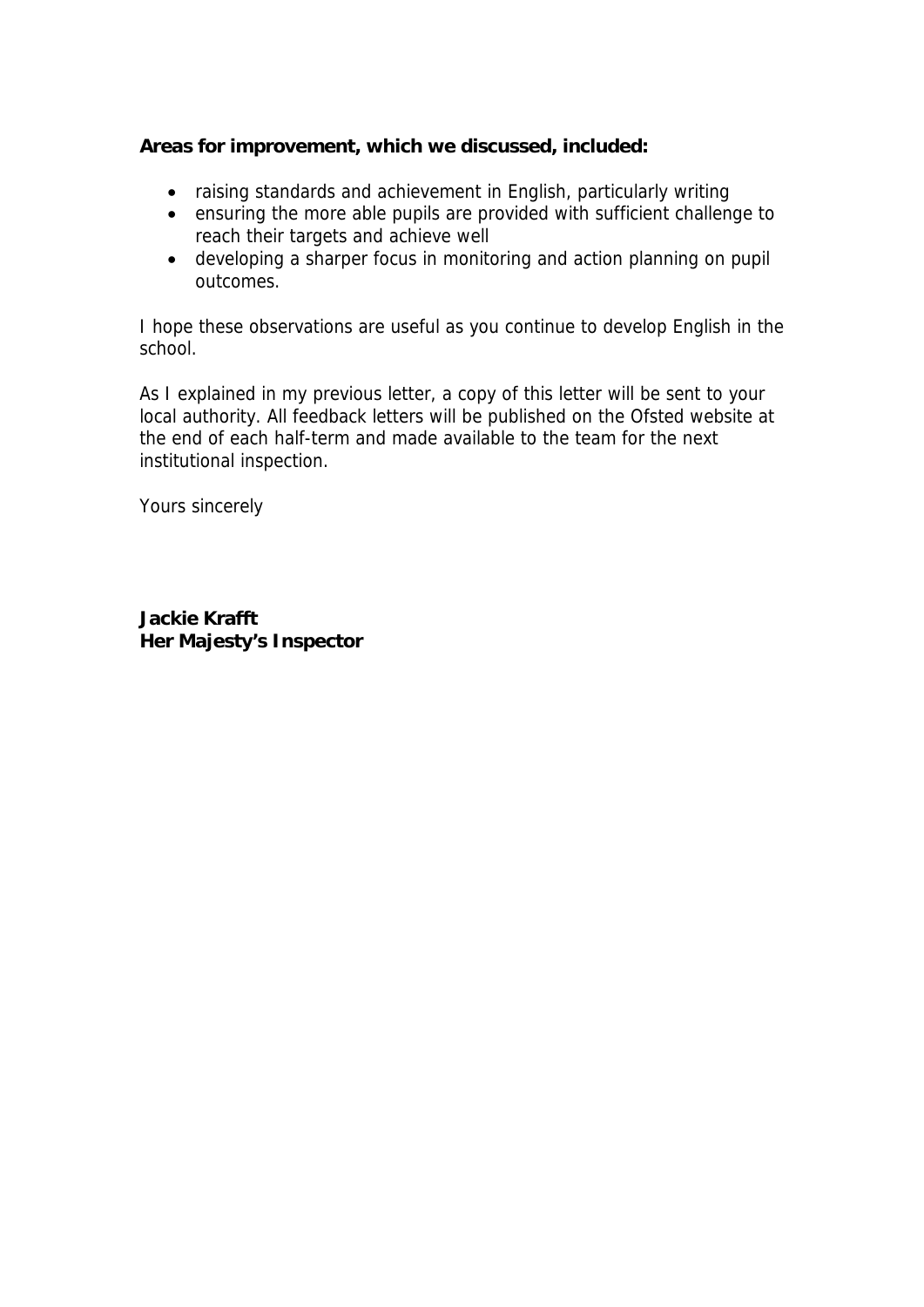**Areas for improvement, which we discussed, included:**

- raising standards and achievement in English, particularly writing
- ensuring the more able pupils are provided with sufficient challenge to reach their targets and achieve well
- developing a sharper focus in monitoring and action planning on pupil outcomes.

I hope these observations are useful as you continue to develop English in the school.

As I explained in my previous letter, a copy of this letter will be sent to your local authority. All feedback letters will be published on the Ofsted website at the end of each half-term and made available to the team for the next institutional inspection.

Yours sincerely

**Jackie Krafft**
**Her Majesty's Inspector**